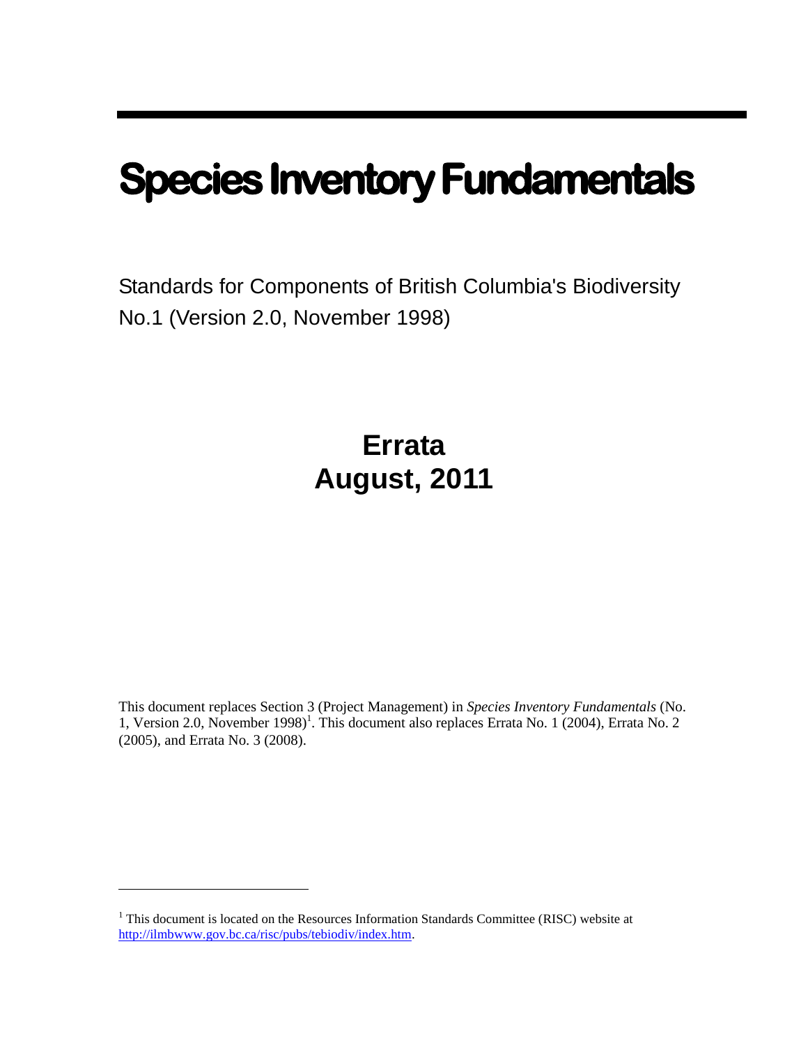# Species Inventory Fundamentals

Standards for Components of British Columbia's Biodiversity No.1 (Version 2.0, November 1998)

## Errata
## August, 2011

This document replaces Section 3 (Project Management) in *Species Inventory Fundamentals* (No. 1, Version 2.0, November 1998)[1]. This document also replaces Errata No. 1 (2004), Errata No. 2 (2005), and Errata No. 3 (2008).

---

[1] This document is located on the Resources Information Standards Committee (RISC) website at http://ilmbwww.gov.bc.ca/risc/pubs/tebiodiv/index.htm.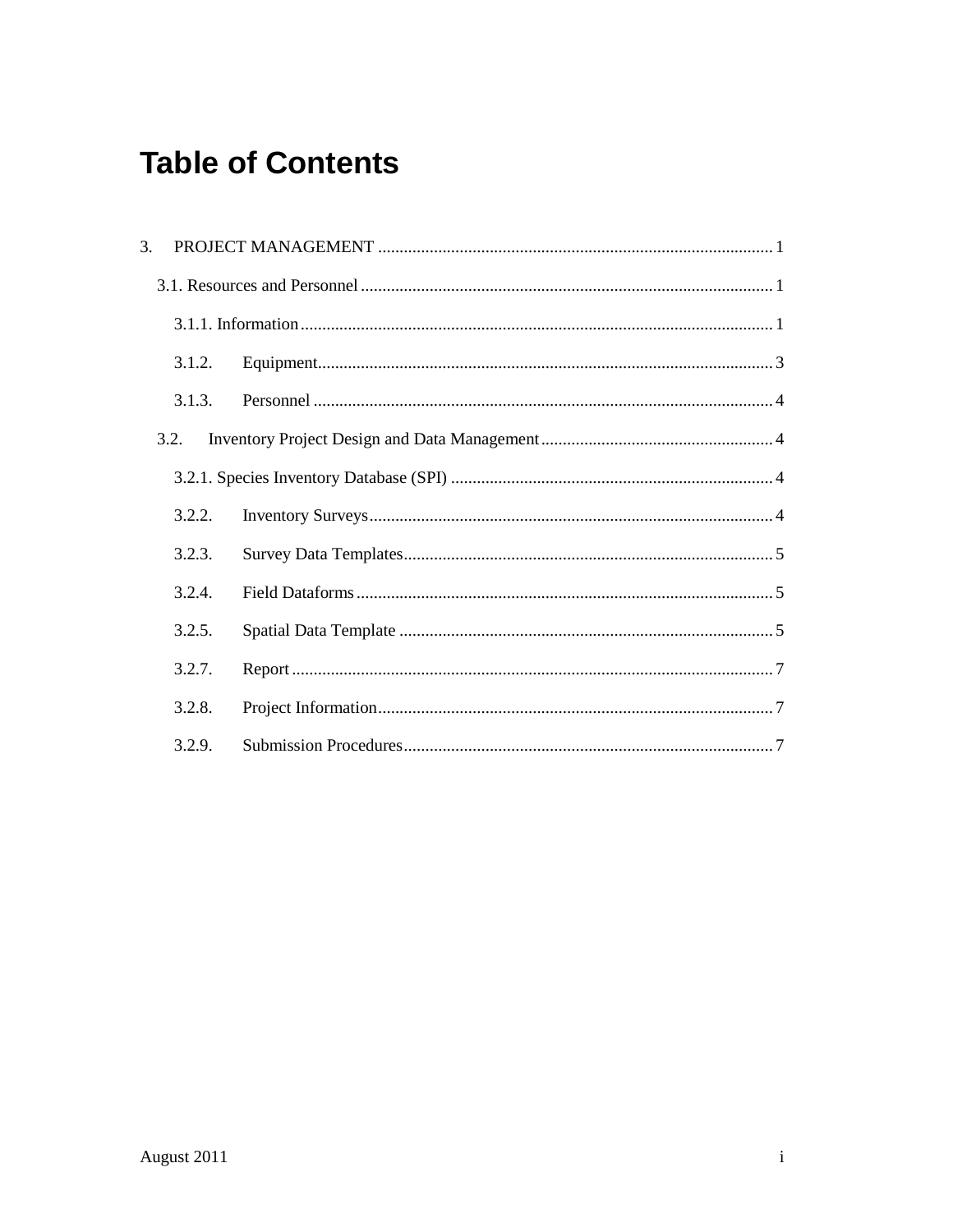# Table of Contents

3. PROJECT MANAGEMENT ........................................................................................... 1

   3.1. Resources and Personnel ............................................................................................... 1

      3.1.1. Information ............................................................................................................. 1

      3.1.2. Equipment .............................................................................................................. 3

      3.1.3. Personnel ............................................................................................................... 4

   3.2. Inventory Project Design and Data Management ..................................................... 4

      3.2.1. Species Inventory Database (SPI) .......................................................................... 4

      3.2.2. Inventory Surveys ................................................................................................... 4

      3.2.3. Survey Data Templates ........................................................................................... 5

      3.2.4. Field Dataforms ...................................................................................................... 5

      3.2.5. Spatial Data Template ............................................................................................ 5

      3.2.7. Report ..................................................................................................................... 7

      3.2.8. Project Information ................................................................................................. 7

      3.2.9. Submission Procedures ........................................................................................... 7

August 2011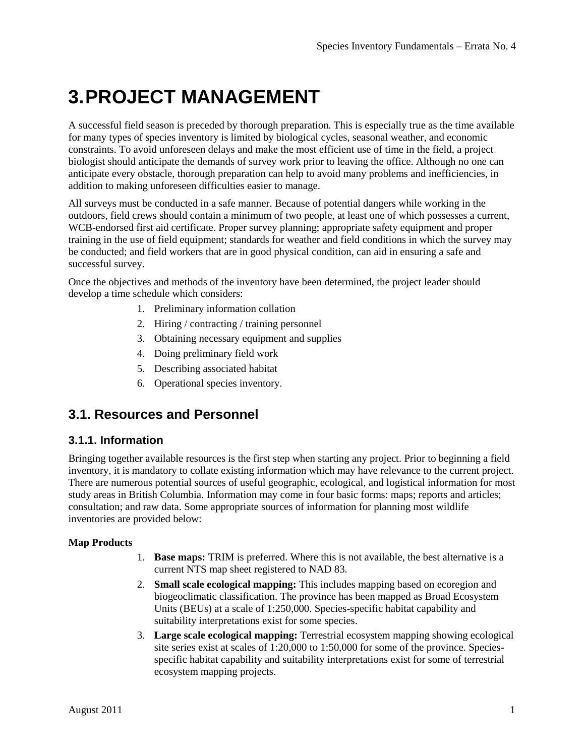# 3. PROJECT MANAGEMENT

A successful field season is preceded by thorough preparation. This is especially true as the time available for many types of species inventory is limited by biological cycles, seasonal weather, and economic constraints. To avoid unforeseen delays and make the most efficient use of time in the field, a project biologist should anticipate the demands of survey work prior to leaving the office. Although no one can anticipate every obstacle, thorough preparation can help to avoid many problems and inefficiencies, in addition to making unforeseen difficulties easier to manage.

All surveys must be conducted in a safe manner. Because of potential dangers while working in the outdoors, field crews should contain a minimum of two people, at least one of which possesses a current, WCB-endorsed first aid certificate. Proper survey planning; appropriate safety equipment and proper training in the use of field equipment; standards for weather and field conditions in which the survey may be conducted; and field workers that are in good physical condition, can aid in ensuring a safe and successful survey.

Once the objectives and methods of the inventory have been determined, the project leader should develop a time schedule which considers:

1. Preliminary information collation
2. Hiring / contracting / training personnel
3. Obtaining necessary equipment and supplies
4. Doing preliminary field work
5. Describing associated habitat
6. Operational species inventory.

## 3.1. Resources and Personnel

### 3.1.1. Information

Bringing together available resources is the first step when starting any project. Prior to beginning a field inventory, it is mandatory to collate existing information which may have relevance to the current project. There are numerous potential sources of useful geographic, ecological, and logistical information for most study areas in British Columbia. Information may come in four basic forms: maps; reports and articles; consultation; and raw data. Some appropriate sources of information for planning most wildlife inventories are provided below:

**Map Products**

1. **Base maps:** TRIM is preferred. Where this is not available, the best alternative is a current NTS map sheet registered to NAD 83.
2. **Small scale ecological mapping:** This includes mapping based on ecoregion and biogeoclimatic classification. The province has been mapped as Broad Ecosystem Units (BEUs) at a scale of 1:250,000. Species-specific habitat capability and suitability interpretations exist for some species.
3. **Large scale ecological mapping:** Terrestrial ecosystem mapping showing ecological site series exist at scales of 1:20,000 to 1:50,000 for some of the province. Species-specific habitat capability and suitability interpretations exist for some of terrestrial ecosystem mapping projects.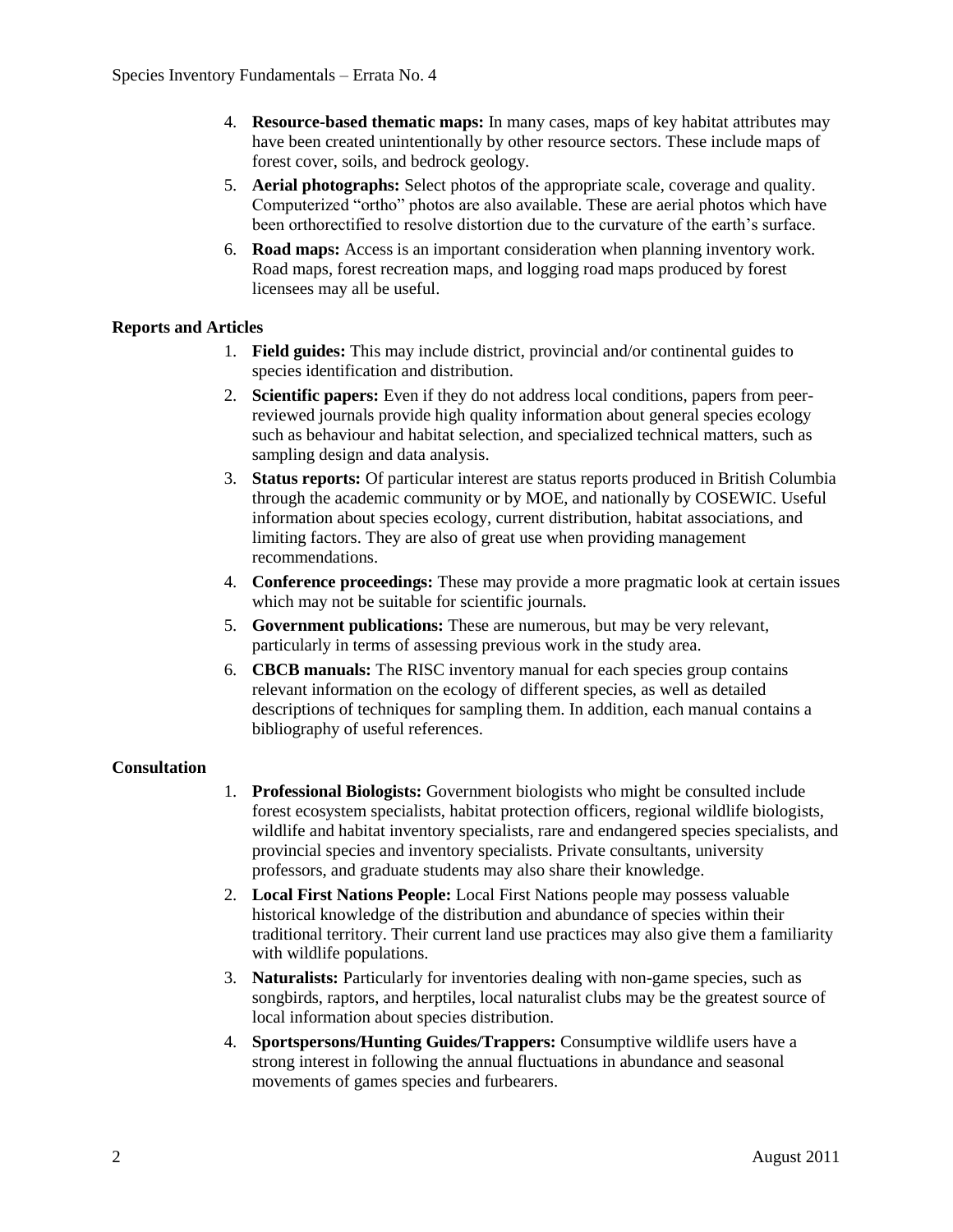4. **Resource-based thematic maps:** In many cases, maps of key habitat attributes may have been created unintentionally by other resource sectors. These include maps of forest cover, soils, and bedrock geology.
5. **Aerial photographs:** Select photos of the appropriate scale, coverage and quality. Computerized "ortho" photos are also available. These are aerial photos which have been orthorectified to resolve distortion due to the curvature of the earth's surface.
6. **Road maps:** Access is an important consideration when planning inventory work. Road maps, forest recreation maps, and logging road maps produced by forest licensees may all be useful.

**Reports and Articles**

1. **Field guides:** This may include district, provincial and/or continental guides to species identification and distribution.
2. **Scientific papers:** Even if they do not address local conditions, papers from peer-reviewed journals provide high quality information about general species ecology such as behaviour and habitat selection, and specialized technical matters, such as sampling design and data analysis.
3. **Status reports:** Of particular interest are status reports produced in British Columbia through the academic community or by MOE, and nationally by COSEWIC. Useful information about species ecology, current distribution, habitat associations, and limiting factors. They are also of great use when providing management recommendations.
4. **Conference proceedings:** These may provide a more pragmatic look at certain issues which may not be suitable for scientific journals.
5. **Government publications:** These are numerous, but may be very relevant, particularly in terms of assessing previous work in the study area.
6. **CBCB manuals:** The RISC inventory manual for each species group contains relevant information on the ecology of different species, as well as detailed descriptions of techniques for sampling them. In addition, each manual contains a bibliography of useful references.

**Consultation**

1. **Professional Biologists:** Government biologists who might be consulted include forest ecosystem specialists, habitat protection officers, regional wildlife biologists, wildlife and habitat inventory specialists, rare and endangered species specialists, and provincial species and inventory specialists. Private consultants, university professors, and graduate students may also share their knowledge.
2. **Local First Nations People:** Local First Nations people may possess valuable historical knowledge of the distribution and abundance of species within their traditional territory. Their current land use practices may also give them a familiarity with wildlife populations.
3. **Naturalists:** Particularly for inventories dealing with non-game species, such as songbirds, raptors, and herptiles, local naturalist clubs may be the greatest source of local information about species distribution.
4. **Sportspersons/Hunting Guides/Trappers:** Consumptive wildlife users have a strong interest in following the annual fluctuations in abundance and seasonal movements of games species and furbearers.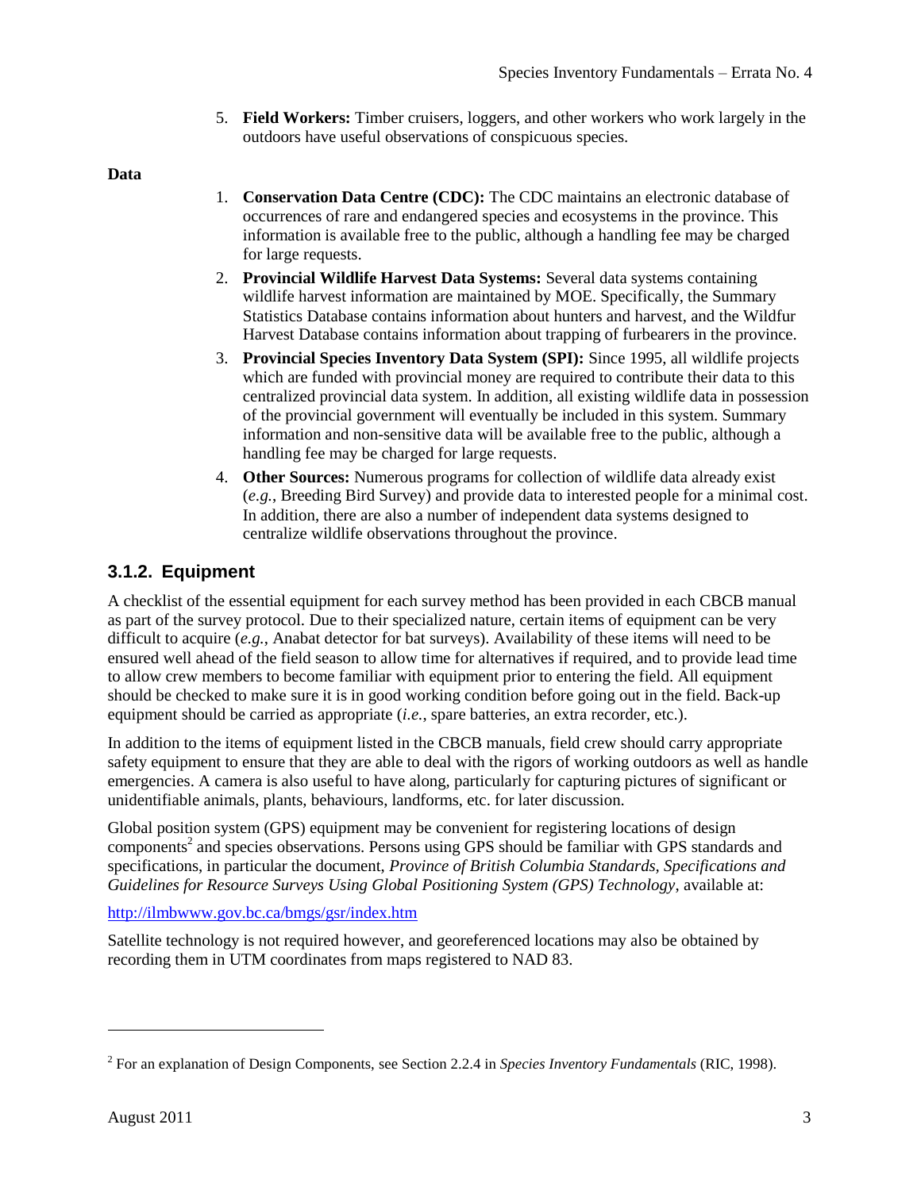5. **Field Workers:** Timber cruisers, loggers, and other workers who work largely in the outdoors have useful observations of conspicuous species.

**Data**

1. **Conservation Data Centre (CDC):** The CDC maintains an electronic database of occurrences of rare and endangered species and ecosystems in the province. This information is available free to the public, although a handling fee may be charged for large requests.
2. **Provincial Wildlife Harvest Data Systems:** Several data systems containing wildlife harvest information are maintained by MOE. Specifically, the Summary Statistics Database contains information about hunters and harvest, and the Wildfur Harvest Database contains information about trapping of furbearers in the province.
3. **Provincial Species Inventory Data System (SPI):** Since 1995, all wildlife projects which are funded with provincial money are required to contribute their data to this centralized provincial data system. In addition, all existing wildlife data in possession of the provincial government will eventually be included in this system. Summary information and non-sensitive data will be available free to the public, although a handling fee may be charged for large requests.
4. **Other Sources:** Numerous programs for collection of wildlife data already exist (*e.g.*, Breeding Bird Survey) and provide data to interested people for a minimal cost. In addition, there are also a number of independent data systems designed to centralize wildlife observations throughout the province.

### 3.1.2. Equipment

A checklist of the essential equipment for each survey method has been provided in each CBCB manual as part of the survey protocol. Due to their specialized nature, certain items of equipment can be very difficult to acquire (*e.g.*, Anabat detector for bat surveys). Availability of these items will need to be ensured well ahead of the field season to allow time for alternatives if required, and to provide lead time to allow crew members to become familiar with equipment prior to entering the field. All equipment should be checked to make sure it is in good working condition before going out in the field. Back-up equipment should be carried as appropriate (*i.e.*, spare batteries, an extra recorder, etc.).

In addition to the items of equipment listed in the CBCB manuals, field crew should carry appropriate safety equipment to ensure that they are able to deal with the rigors of working outdoors as well as handle emergencies. A camera is also useful to have along, particularly for capturing pictures of significant or unidentifiable animals, plants, behaviours, landforms, etc. for later discussion.

Global position system (GPS) equipment may be convenient for registering locations of design components[2] and species observations. Persons using GPS should be familiar with GPS standards and specifications, in particular the document, *Province of British Columbia Standards, Specifications and Guidelines for Resource Surveys Using Global Positioning System (GPS) Technology*, available at:

http://ilmbwww.gov.bc.ca/bmgs/gsr/index.htm

Satellite technology is not required however, and georeferenced locations may also be obtained by recording them in UTM coordinates from maps registered to NAD 83.

---

[2] For an explanation of Design Components, see Section 2.2.4 in *Species Inventory Fundamentals* (RIC, 1998).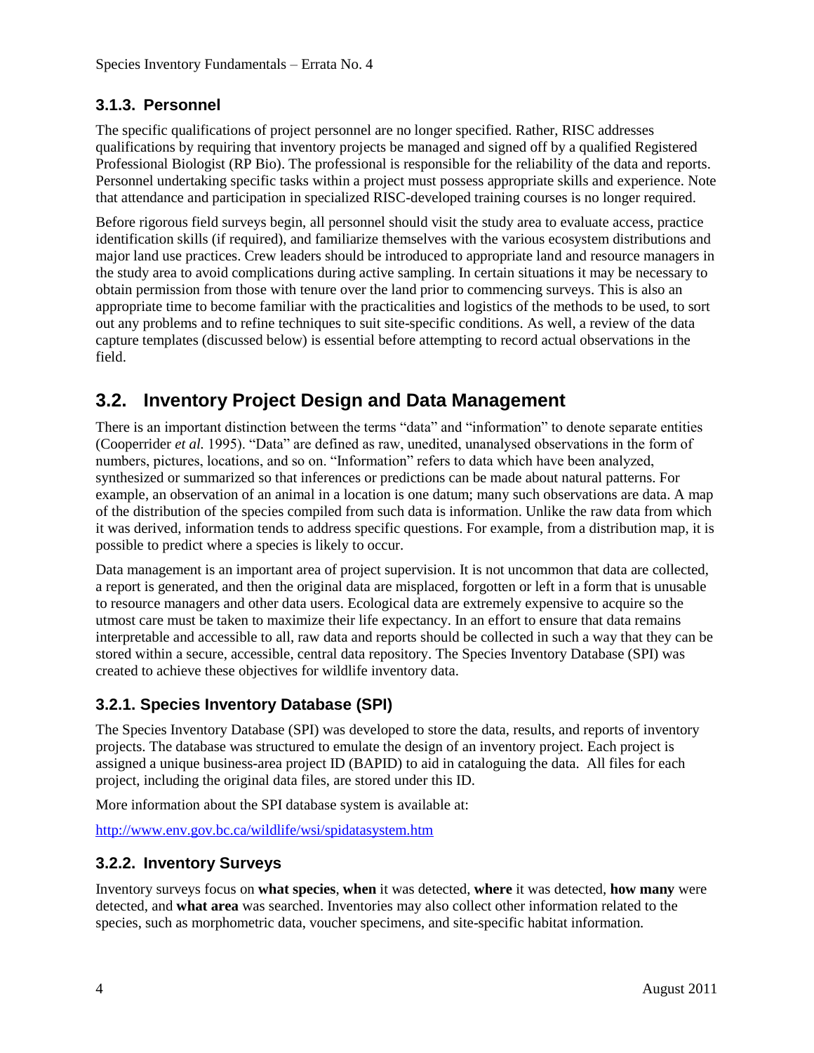### 3.1.3. Personnel

The specific qualifications of project personnel are no longer specified. Rather, RISC addresses qualifications by requiring that inventory projects be managed and signed off by a qualified Registered Professional Biologist (RP Bio). The professional is responsible for the reliability of the data and reports. Personnel undertaking specific tasks within a project must possess appropriate skills and experience. Note that attendance and participation in specialized RISC-developed training courses is no longer required.

Before rigorous field surveys begin, all personnel should visit the study area to evaluate access, practice identification skills (if required), and familiarize themselves with the various ecosystem distributions and major land use practices. Crew leaders should be introduced to appropriate land and resource managers in the study area to avoid complications during active sampling. In certain situations it may be necessary to obtain permission from those with tenure over the land prior to commencing surveys. This is also an appropriate time to become familiar with the practicalities and logistics of the methods to be used, to sort out any problems and to refine techniques to suit site-specific conditions. As well, a review of the data capture templates (discussed below) is essential before attempting to record actual observations in the field.

## 3.2. Inventory Project Design and Data Management

There is an important distinction between the terms "data" and "information" to denote separate entities (Cooperrider *et al.* 1995). "Data" are defined as raw, unedited, unanalysed observations in the form of numbers, pictures, locations, and so on. "Information" refers to data which have been analyzed, synthesized or summarized so that inferences or predictions can be made about natural patterns. For example, an observation of an animal in a location is one datum; many such observations are data. A map of the distribution of the species compiled from such data is information. Unlike the raw data from which it was derived, information tends to address specific questions. For example, from a distribution map, it is possible to predict where a species is likely to occur.

Data management is an important area of project supervision. It is not uncommon that data are collected, a report is generated, and then the original data are misplaced, forgotten or left in a form that is unusable to resource managers and other data users. Ecological data are extremely expensive to acquire so the utmost care must be taken to maximize their life expectancy. In an effort to ensure that data remains interpretable and accessible to all, raw data and reports should be collected in such a way that they can be stored within a secure, accessible, central data repository. The Species Inventory Database (SPI) was created to achieve these objectives for wildlife inventory data.

### 3.2.1. Species Inventory Database (SPI)

The Species Inventory Database (SPI) was developed to store the data, results, and reports of inventory projects. The database was structured to emulate the design of an inventory project. Each project is assigned a unique business-area project ID (BAPID) to aid in cataloguing the data. All files for each project, including the original data files, are stored under this ID.

More information about the SPI database system is available at:

http://www.env.gov.bc.ca/wildlife/wsi/spidatasystem.htm

### 3.2.2. Inventory Surveys

Inventory surveys focus on **what species**, **when** it was detected, **where** it was detected, **how many** were detected, and **what area** was searched. Inventories may also collect other information related to the species, such as morphometric data, voucher specimens, and site-specific habitat information.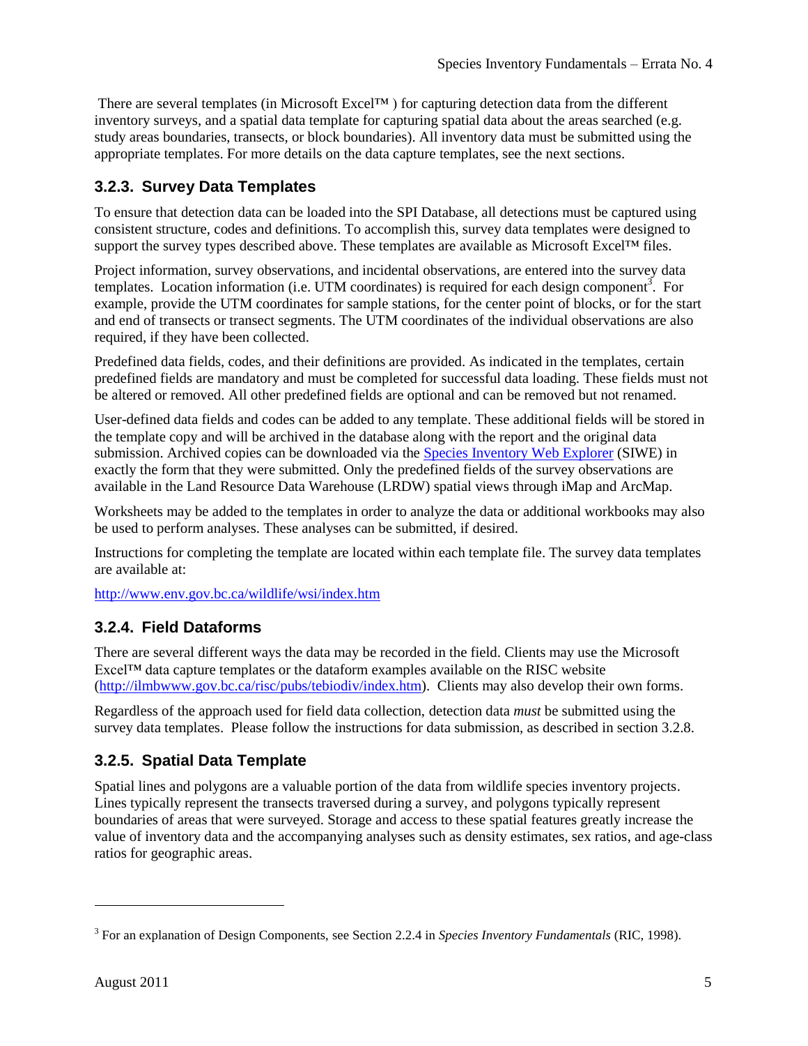There are several templates (in Microsoft Excel™ ) for capturing detection data from the different inventory surveys, and a spatial data template for capturing spatial data about the areas searched (e.g. study areas boundaries, transects, or block boundaries). All inventory data must be submitted using the appropriate templates. For more details on the data capture templates, see the next sections.

### 3.2.3. Survey Data Templates

To ensure that detection data can be loaded into the SPI Database, all detections must be captured using consistent structure, codes and definitions. To accomplish this, survey data templates were designed to support the survey types described above. These templates are available as Microsoft Excel™ files.

Project information, survey observations, and incidental observations, are entered into the survey data templates. Location information (i.e. UTM coordinates) is required for each design component[3]. For example, provide the UTM coordinates for sample stations, for the center point of blocks, or for the start and end of transects or transect segments. The UTM coordinates of the individual observations are also required, if they have been collected.

Predefined data fields, codes, and their definitions are provided. As indicated in the templates, certain predefined fields are mandatory and must be completed for successful data loading. These fields must not be altered or removed. All other predefined fields are optional and can be removed but not renamed.

User-defined data fields and codes can be added to any template. These additional fields will be stored in the template copy and will be archived in the database along with the report and the original data submission. Archived copies can be downloaded via the Species Inventory Web Explorer (SIWE) in exactly the form that they were submitted. Only the predefined fields of the survey observations are available in the Land Resource Data Warehouse (LRDW) spatial views through iMap and ArcMap.

Worksheets may be added to the templates in order to analyze the data or additional workbooks may also be used to perform analyses. These analyses can be submitted, if desired.

Instructions for completing the template are located within each template file. The survey data templates are available at:

http://www.env.gov.bc.ca/wildlife/wsi/index.htm

### 3.2.4. Field Dataforms

There are several different ways the data may be recorded in the field. Clients may use the Microsoft Excel™ data capture templates or the dataform examples available on the RISC website (http://ilmbwww.gov.bc.ca/risc/pubs/tebiodiv/index.htm). Clients may also develop their own forms.

Regardless of the approach used for field data collection, detection data *must* be submitted using the survey data templates. Please follow the instructions for data submission, as described in section 3.2.8.

### 3.2.5. Spatial Data Template

Spatial lines and polygons are a valuable portion of the data from wildlife species inventory projects. Lines typically represent the transects traversed during a survey, and polygons typically represent boundaries of areas that were surveyed. Storage and access to these spatial features greatly increase the value of inventory data and the accompanying analyses such as density estimates, sex ratios, and age-class ratios for geographic areas.

---

[3] For an explanation of Design Components, see Section 2.2.4 in *Species Inventory Fundamentals* (RIC, 1998).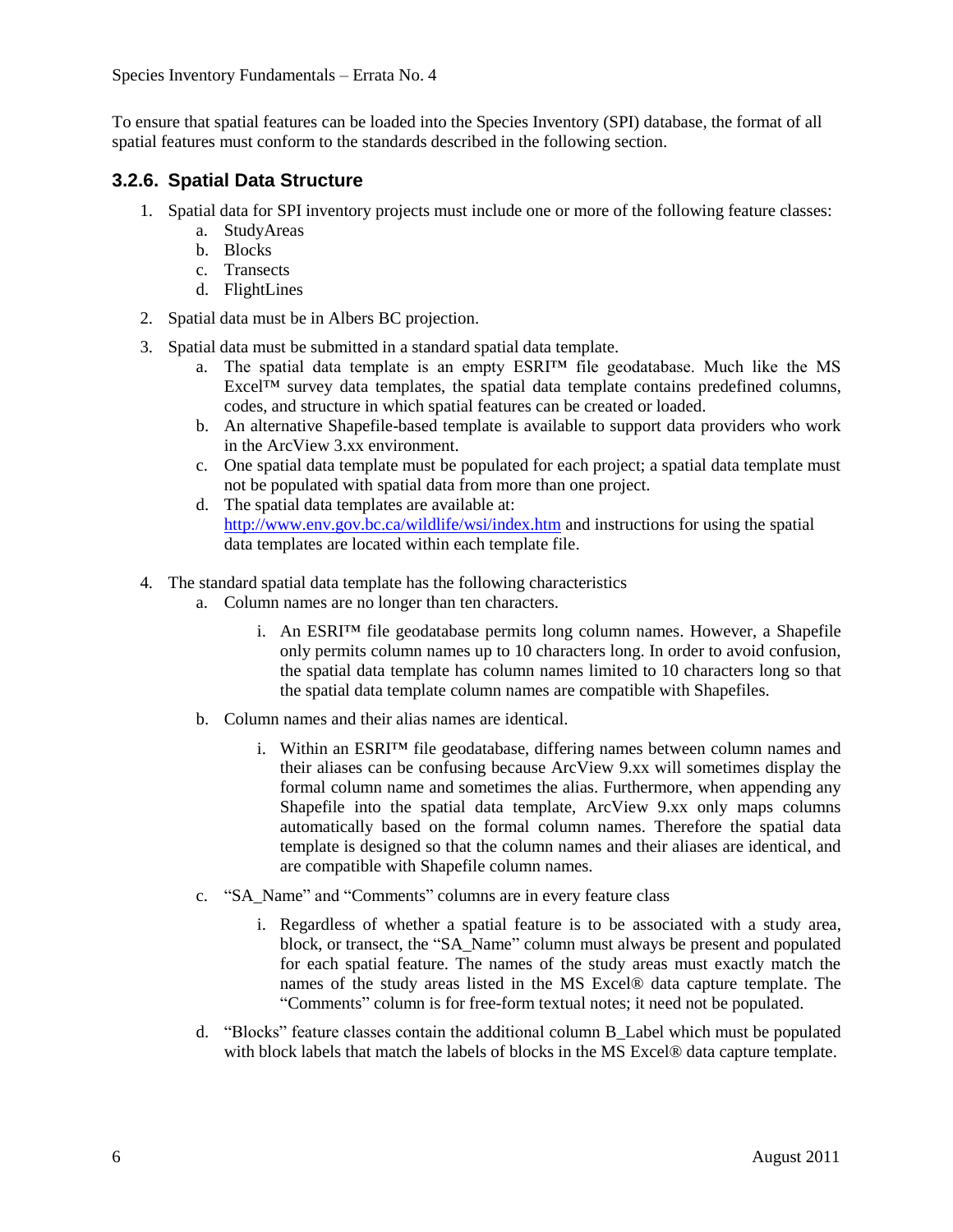To ensure that spatial features can be loaded into the Species Inventory (SPI) database, the format of all spatial features must conform to the standards described in the following section.

### 3.2.6. Spatial Data Structure

1. Spatial data for SPI inventory projects must include one or more of the following feature classes:
   a. StudyAreas
   b. Blocks
   c. Transects
   d. FlightLines
2. Spatial data must be in Albers BC projection.
3. Spatial data must be submitted in a standard spatial data template.
   a. The spatial data template is an empty ESRI™ file geodatabase. Much like the MS Excel™ survey data templates, the spatial data template contains predefined columns, codes, and structure in which spatial features can be created or loaded.
   b. An alternative Shapefile-based template is available to support data providers who work in the ArcView 3.xx environment.
   c. One spatial data template must be populated for each project; a spatial data template must not be populated with spatial data from more than one project.
   d. The spatial data templates are available at: [http://www.env.gov.bc.ca/wildlife/wsi/index.htm](http://www.env.gov.bc.ca/wildlife/wsi/index.htm) and instructions for using the spatial data templates are located within each template file.
4. The standard spatial data template has the following characteristics
   a. Column names are no longer than ten characters.
      i. An ESRI™ file geodatabase permits long column names. However, a Shapefile only permits column names up to 10 characters long. In order to avoid confusion, the spatial data template has column names limited to 10 characters long so that the spatial data template column names are compatible with Shapefiles.
   b. Column names and their alias names are identical.
      i. Within an ESRI™ file geodatabase, differing names between column names and their aliases can be confusing because ArcView 9.xx will sometimes display the formal column name and sometimes the alias. Furthermore, when appending any Shapefile into the spatial data template, ArcView 9.xx only maps columns automatically based on the formal column names. Therefore the spatial data template is designed so that the column names and their aliases are identical, and are compatible with Shapefile column names.
   c. "SA_Name" and "Comments" columns are in every feature class
      i. Regardless of whether a spatial feature is to be associated with a study area, block, or transect, the "SA_Name" column must always be present and populated for each spatial feature. The names of the study areas must exactly match the names of the study areas listed in the MS Excel® data capture template. The "Comments" column is for free-form textual notes; it need not be populated.
   d. "Blocks" feature classes contain the additional column B_Label which must be populated with block labels that match the labels of blocks in the MS Excel® data capture template.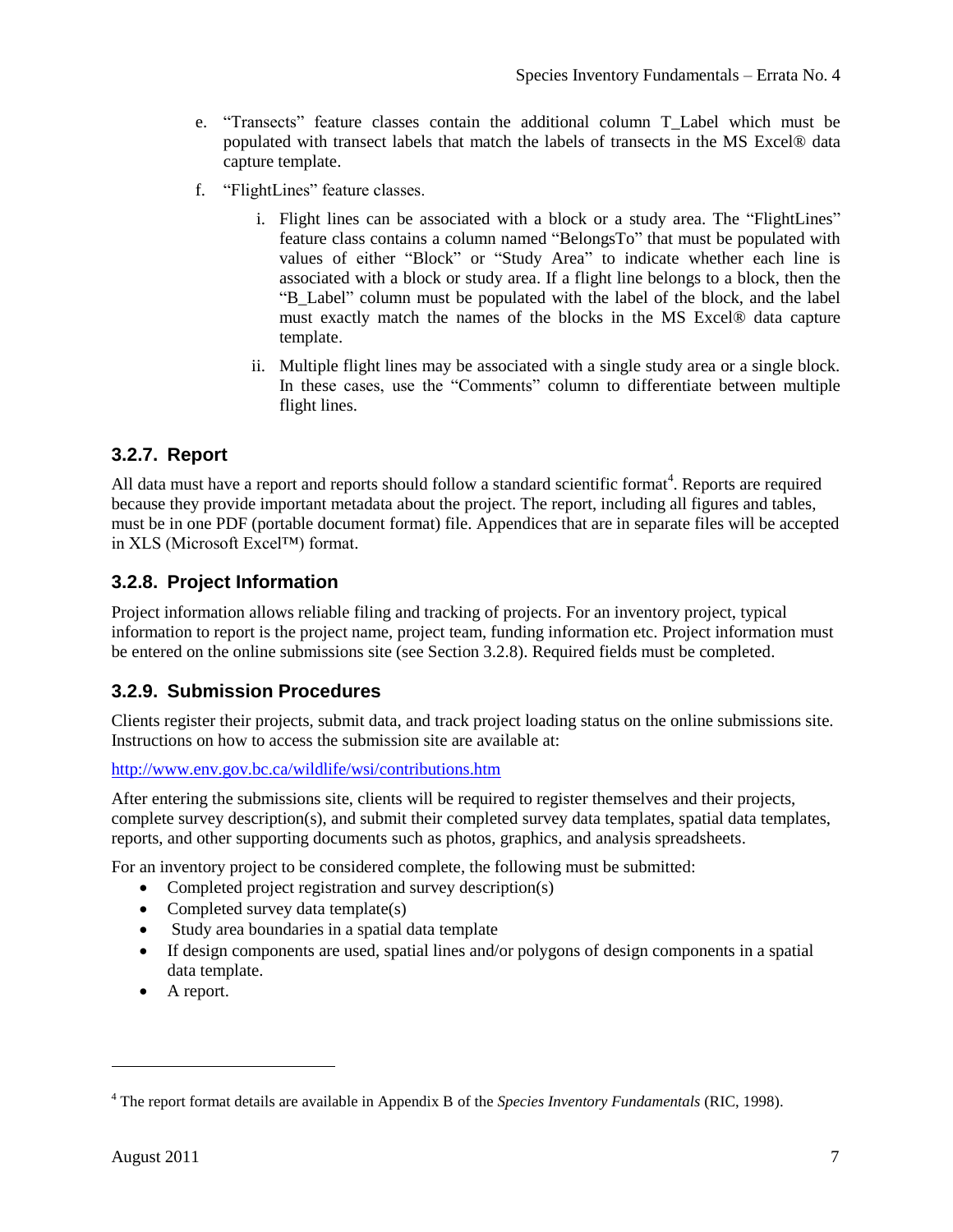e. "Transects" feature classes contain the additional column T_Label which must be populated with transect labels that match the labels of transects in the MS Excel® data capture template.

f. "FlightLines" feature classes.

   i. Flight lines can be associated with a block or a study area. The "FlightLines" feature class contains a column named "BelongsTo" that must be populated with values of either "Block" or "Study Area" to indicate whether each line is associated with a block or study area. If a flight line belongs to a block, then the "B_Label" column must be populated with the label of the block, and the label must exactly match the names of the blocks in the MS Excel® data capture template.

   ii. Multiple flight lines may be associated with a single study area or a single block. In these cases, use the "Comments" column to differentiate between multiple flight lines.

### 3.2.7. Report

All data must have a report and reports should follow a standard scientific format[4]. Reports are required because they provide important metadata about the project. The report, including all figures and tables, must be in one PDF (portable document format) file. Appendices that are in separate files will be accepted in XLS (Microsoft Excel™) format.

### 3.2.8. Project Information

Project information allows reliable filing and tracking of projects. For an inventory project, typical information to report is the project name, project team, funding information etc. Project information must be entered on the online submissions site (see Section 3.2.8). Required fields must be completed.

### 3.2.9. Submission Procedures

Clients register their projects, submit data, and track project loading status on the online submissions site. Instructions on how to access the submission site are available at:

http://www.env.gov.bc.ca/wildlife/wsi/contributions.htm

After entering the submissions site, clients will be required to register themselves and their projects, complete survey description(s), and submit their completed survey data templates, spatial data templates, reports, and other supporting documents such as photos, graphics, and analysis spreadsheets.

For an inventory project to be considered complete, the following must be submitted:

- Completed project registration and survey description(s)
- Completed survey data template(s)
- Study area boundaries in a spatial data template
- If design components are used, spatial lines and/or polygons of design components in a spatial data template.
- A report.

---

[4] The report format details are available in Appendix B of the *Species Inventory Fundamentals* (RIC, 1998).